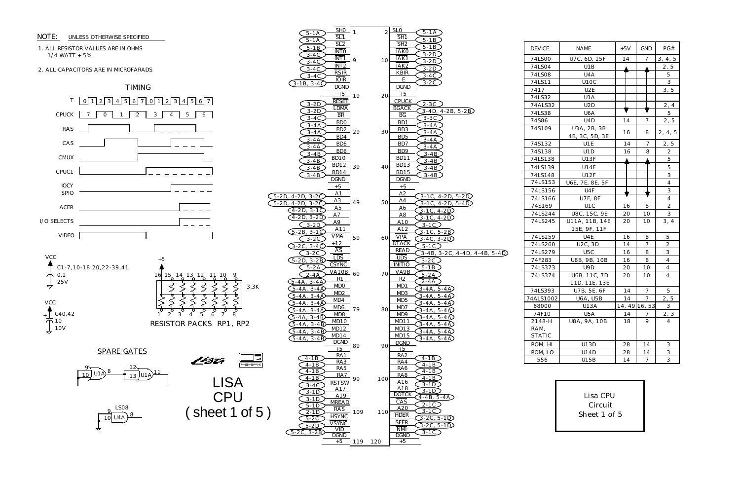NOTE: UNLESS OTHERWISE SPECIFIED

1. ALL RESISTOR VALUES ARE IN OHMS 1/4 WATT ±5%
2. ALL CAPACITORS ARE IN MICROFARADS

TIMING

T: 0 1 2 3 4 5 6 7 0 1 2 3 4 5 6 7

CPUCK: 7 0 1 2 3 4 5 6

RAS, CAS, CMUX, CPUC1, IOCY SPIO, ACER, I/O SELECTS, VIDEO

VCC — C1-7,10-18,20,22-39,41 — 0.1 25V

VCC — C40,42 — 10 10V

+5 — 3.3K — RESISTOR PACKS RP1, RP2

SPARE GATES

U1A (9, 10 → 8; 12, 13 → 11)

LS08 U4A (9, 10 → 8)

# LISA CPU ( sheet 1 of 5 )

| Ref | Signal | Pin | Pin | Signal | Ref |
|---|---|---|---|---|---|
| 5-1A | SH0 | 1 | 2 | SL0 | 5-1A |
| 5-1A | SL1 | | | SH1 | 5-1B |
| 5-1B | SL2 | | | SH2 | 5-1B |
| 3-4C | INT0 | | | IAK0 | 3-2D |
| 3-4C | INT1 | 9 | 10 | IAK1 | 3-2D |
| 3-4C | INT2 | | | IAK2 | 3-2D |
| 3-4C | RSIR | | | KBIR | 3-4C |
| 3-1B, 3-4C | IOIR | | | E | 3-2C |
| | DGND | | | DGND | |
| | +5 | 19 | 20 | +5 | |
| 3-2D | RESET | | | CPUCK | 2-3C |
| 3-2D | LDMA | | | BGACK | 3-4D, 4-2B, 5-2B |
| 3-4C | BR | | | BG | 3-3C |
| 3-4A | BD0 | | | BD1 | 3-4A |
| 3-4A | BD2 | 29 | 30 | BD3 | 3-4A |
| 3-4A | BD4 | | | BD5 | 3-4A |
| 3-4A | BD6 | | | BD7 | 3-4A |
| 3-4B | BD8 | | | BD9 | 3-4B |
| 3-4B | BD10 | | | BD11 | 3-4B |
| 3-4B | BD12 | 39 | 40 | BD13 | 3-4B |
| 3-4B | BD14 | | | BD15 | 3-4B |
| | DGND | | | DGND | |
| | +5 | | | +5 | |
| 5-2D, 4-2D, 3-2C | A1 | | | A2 | 3-1C, 4-2D, 5-2D |
| 5-2D, 4-2D, 3-2C | A3 | 49 | 50 | A4 | 3-1C, 4-2D, 5-4D |
| 4-2D, 3-1C | A5 | | | A6 | 3-1C, 4-2D |
| 4-2D, 3-2D | A7 | | | A8 | 3-1C, 4-2D |
| 3-2D | A9 | | | A10 | 3-1C |
| 5-2B, 3-1C | A11 | | | A12 | 3-1C, 5-2B |
| 3-2C | VMA | 59 | 60 | VPA | 3-4C, 3-2D |
| 3-2C, 3-4C | +12 | | | DTACK | 5-1C |
| 3-2C | AS | | | READ | 3-4B, 3-2C, 4-4D, 4-4B, 5-4D |
| 5-2D, 3-2B | LDS | | | UDS | 3-2C |
| 5-2A | CSYNC | | | INITIO | 5-1B |
| 2-4A | VA10B | 69 | 70 | VA9B | 5-2A |
| 5-4A, 3-4A | R1 | | | R2 | 2-4A |
| 5-4A, 3-4A | MD0 | | | MD1 | 3-4A, 5-4A |
| 5-4A, 3-4A | MD2 | | | MD3 | 3-4A, 5-4A |
| 5-4A, 3-4A | MD4 | | | MD5 | 3-4A, 5-4A |
| 5-4A, 3-4A | MD6 | 79 | 80 | MD7 | 3-4A, 5-4A |
| 5-4A, 3-4B | MD8 | | | MD9 | 3-4A, 5-4A |
| 5-4A, 3-4B | MD10 | | | MD11 | 3-4A, 5-4A |
| 5-4A, 3-4B | MD12 | | | MD13 | 3-4A, 5-4A |
| 5-4A, 3-4B | MD14 | | | MD15 | 3-4A, 5-4A |
| | DGND | 89 | 90 | DGND | |
| | +5 | | | +5 | |
| 4-1B | RA1 | | | RA2 | 4-1B |
| 4-1B | RA3 | | | RA4 | 4-1B |
| 4-1B | RA5 | | | RA6 | 4-1B |
| 4-1B | RA7 | 99 | 100 | RA8 | 4-1B |
| 3-4C | RSTSW | | | A16 | 3-1D |
| 3-1D | A17 | | | A18 | 3-1D |
| 3-1D | A19 | | | DOTCK | 4-4B, 5-4A |
| 5-1D | MREAD | | | CAS | 2-1C |
| 2-1D | RAS | 109 | 110 | A20 | 3-1C |
| 5-2C | HSYNC | | | HDER | 3-2C, 5-1D |
| 5-2D | VSYNC | | | SFER | 3-2C, 5-1D |
| 5-2C, 3-2B | VID | | | NMI | 3-1C |
| | DGND | | | DGND | |
| | +5 | 119 | 120 | +5 | |

| DEVICE | NAME | +5V | GND | PG# |
|---|---|---|---|---|
| 74LS00 | U7C, 6D, 15F | 14 | 7 | 3, 4, 5 |
| 74LS04 | U1B | ↑ | ↑ | 2, 5 |
| 74LS08 | U4A | | | 5 |
| 74LS11 | U10C | | | 3 |
| 7417 | U2E | | | 3, 5 |
| 74S32 | U1A | | | |
| 74ALS32 | U2D | | | 2, 4 |
| 74LS38 | U6A | ↓ | ↓ | 5 |
| 74S86 | U4D | 14 | 7 | 2, 5 |
| 74S109 | U3A, 2B, 3B 4B, 3C, 5D, 3E | 16 | 8 | 2, 4, 5 |
| 74S132 | U1E | 14 | 7 | 2, 5 |
| 74S138 | U1D | 16 | 8 | 2 |
| 74LS138 | U13F | ↑ | ↑ | 5 |
| 74LS139 | U14F | | | 5 |
| 74LS148 | U12F | | | 3 |
| 74LS153 | U6E, 7E, 8E, 5F | | | 4 |
| 74LS156 | U4F | ↓ | ↓ | 3 |
| 74LS166 | U7F, 8F | | | 4 |
| 74S169 | U1C | 16 | 8 | 2 |
| 74LS244 | U8C, 15C, 9E | 20 | 10 | 3 |
| 74LS245 | U11A, 11B, 14E 15E, 9F, 11F | 20 | 10 | 3, 4 |
| 74LS259 | U4E | 16 | 8 | 5 |
| 74LS260 | U2C, 3D | 14 | 7 | 2 |
| 74LS279 | U5C | 16 | 8 | 3 |
| 74F283 | U8B, 9B, 10B | 16 | 8 | 4 |
| 74LS373 | U9D | 20 | 10 | 4 |
| 74LS374 | U6B, 11C, 7D 11D, 11E, 13E | 20 | 10 | 4 |
| 74LS393 | U7B, 5E, 6F | 14 | 7 | 5 |
| 74ALS1002 | U6A, U5B | 14 | 7 | 2, 5 |
| 68000 | U13A | 14, 49 | 16, 53 | 3 |
| 74F10 | U5A | 14 | 7 | 2, 3 |
| 2148-H RAM, STATIC | U8A, 9A, 10B | 18 | 9 | 4 |
| ROM, HI | U13D | 28 | 14 | 3 |
| ROM, LO | U14D | 28 | 14 | 3 |
| 556 | U15B | 14 | 7 | 3 |

Lisa CPU Circuit Sheet 1 of 5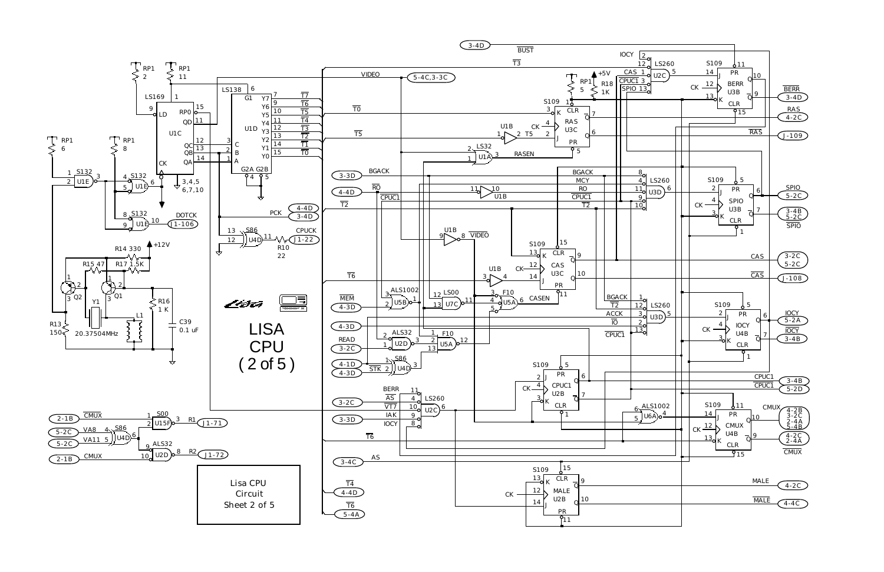# LISA CPU (2 of 5)

Lisa CPU Circuit Sheet 2 of 5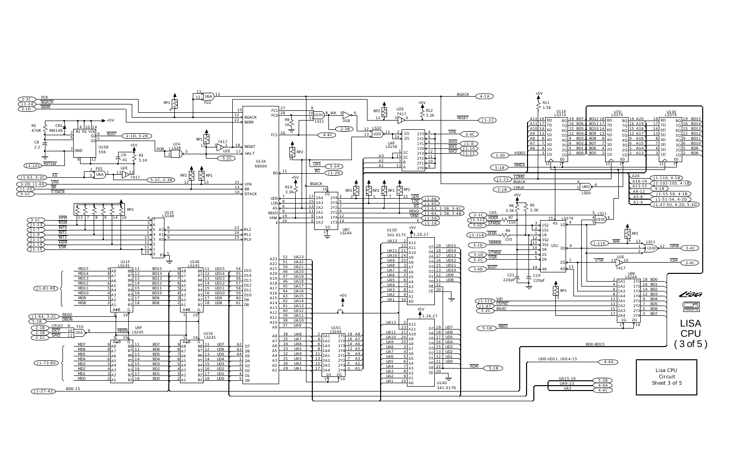# LISA CPU (3 of 5)

Lisa CPU Circuit Sheet 3 of 5

Signal labels: PCK, BGACK, BERR, RSTSW, BUST, POR, RESET, HALT, AS, VPA, BR, C DACK, HPIR, RSIR, INT0, INT1, INT2, KBIR, IOIR, READ, DBON, CPUCI, IOCY, SPIO, MDEN, BD0-BD15, UD0-UD11, UD14-15, UA15-16, UA9-23, UA3, BGACK, IAK, UAS, BG, UDS, LDS, VMA, E, IAK0, IAK1, IAK2, VIDEO, RMEA, LDMA, CMUX, CAS, HDER, SFMSK, SFER, HDMSK, VTMSK, VSIR, BUST, NMI, HPIR, VTIR, IOIR, VID, CSYNC, INVID, RBES, ROM, A20, A16-19, A13-15, A9-12, A5-8, A1-4

Components: U13A 68000, U15B 556, U6A F02, U2E 7417, U7A LS38, U12F LS148, U11F LS245, U14E LS245, U9F LS245, U15E LS245, U10C LS11, U1B, U2D LS32, U4F LS156, U8C LS244, U15C LS244, U13D 341-0175, U14D 341-0176, U11E LS374, U7D LS374, U13E LS374, U6D LS00, U5C LS279, U9E LS244, CR1 IN4148, R2 470K, R1, R3 5.1K, R4 150, R5 3.3K, R6 3.3K, R7 150, R9 1K, R11 1.5K, R12 3.3K, R19 3.3K, C8 2.2, C9 .01, C19 220pF, C21 220pF, RP1, RP2, F10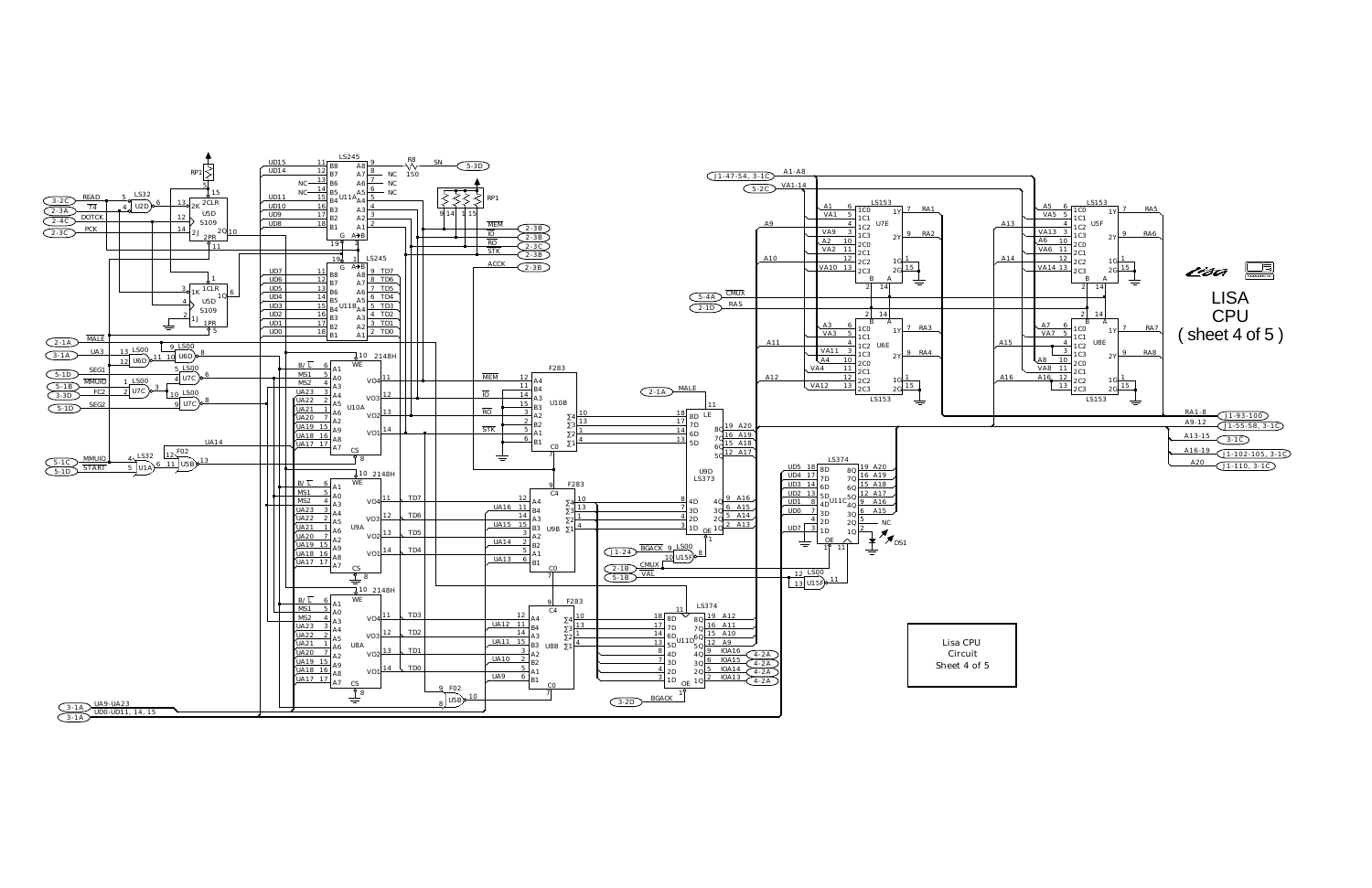# LISA CPU
## ( sheet 4 of 5 )

Lisa CPU
Circuit
Sheet 4 of 5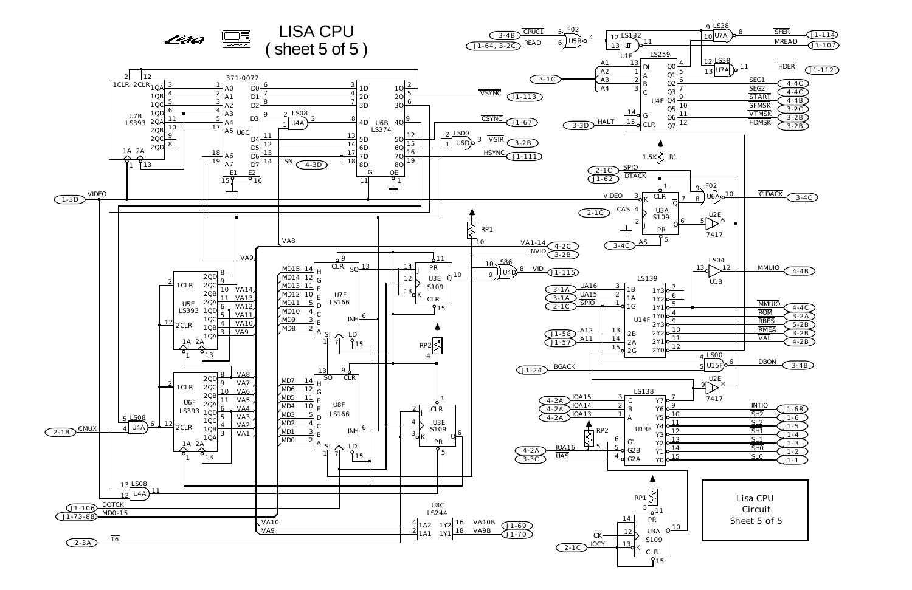# LISA CPU
## ( sheet 5 of 5 )

VSYNC J1-113
CSYNC J1-67
VSIR 3-2B
HSYNC J1-111
SN 4-3D
VIDEO 1-3D
VA8
VA9
VA1-14 4-2C
INVID 3-2B
VID J1-115
CMUX 2-1B
DOTCK J1-106
MD0-15 J1-73-88
T6 2-3A
VA10 VA10B J1-69
VA9 VA9B J1-70

CPUC1 3-4B
READ J1-64, 3-2C
SFER J1-114
MREAD J1-107
HDER J1-112
3-1C
SEG1 4-4C
SEG2 4-4C
START 4-4B
SFMSK 3-2C
VTMSK 3-2B
HDMSK 3-2B
HALT 3-3D
SPIO 2-1C
DTACK J1-62
C DACK 3-4C
CAS 2-1C
AS 3-4C
MMUIO 4-4B
UA16 3-1A
UA15 3-1A
SPIO 2-1C
MMUIO 4-4C
ROM 3-2A
RBES 5-2B
RMEA 3-2B
VAL 4-2B
A12 J1-58
A11 J1-57
BGACK J1-24
DBON 3-4B
IOA15 4-2A
IOA14 4-2A
IOA13 4-2A
IOA16 4-2A
UAS 3-3C
INTIO J1-68
SH2 J1-6
SL2 J1-5
SH1 J1-4
SL1 J1-3
SH0 J1-2
SL0 J1-1
CK
IOCY 2-1C

Lisa CPU
Circuit
Sheet 5 of 5